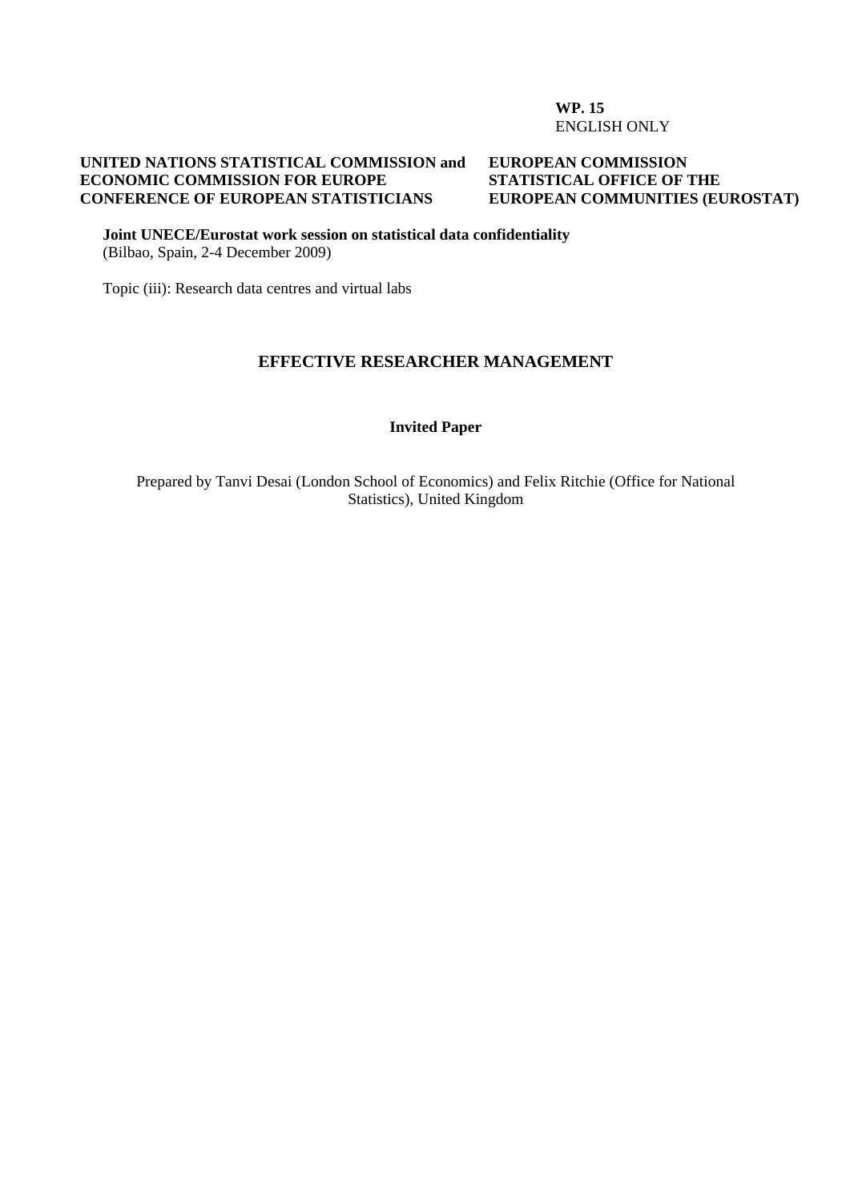**WP. 15**
ENGLISH ONLY

**UNITED NATIONS STATISTICAL COMMISSION and ECONOMIC COMMISSION FOR EUROPE CONFERENCE OF EUROPEAN STATISTICIANS**

**EUROPEAN COMMISSION STATISTICAL OFFICE OF THE EUROPEAN COMMUNITIES (EUROSTAT)**

**Joint UNECE/Eurostat work session on statistical data confidentiality**
(Bilbao, Spain, 2-4 December 2009)

Topic (iii): Research data centres and virtual labs

# EFFECTIVE RESEARCHER MANAGEMENT

**Invited Paper**

Prepared by Tanvi Desai (London School of Economics) and Felix Ritchie (Office for National Statistics), United Kingdom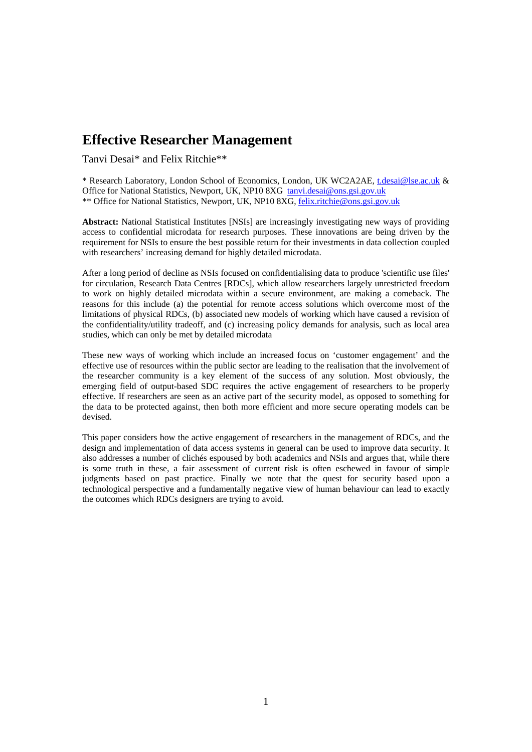# Effective Researcher Management

Tanvi Desai* and Felix Ritchie**

\* Research Laboratory, London School of Economics, London, UK WC2A2AE, t.desai@lse.ac.uk & Office for National Statistics, Newport, UK, NP10 8XG tanvi.desai@ons.gsi.gov.uk
\*\* Office for National Statistics, Newport, UK, NP10 8XG, felix.ritchie@ons.gsi.gov.uk

**Abstract:** National Statistical Institutes [NSIs] are increasingly investigating new ways of providing access to confidential microdata for research purposes. These innovations are being driven by the requirement for NSIs to ensure the best possible return for their investments in data collection coupled with researchers' increasing demand for highly detailed microdata.

After a long period of decline as NSIs focused on confidentialising data to produce 'scientific use files' for circulation, Research Data Centres [RDCs], which allow researchers largely unrestricted freedom to work on highly detailed microdata within a secure environment, are making a comeback. The reasons for this include (a) the potential for remote access solutions which overcome most of the limitations of physical RDCs, (b) associated new models of working which have caused a revision of the confidentiality/utility tradeoff, and (c) increasing policy demands for analysis, such as local area studies, which can only be met by detailed microdata

These new ways of working which include an increased focus on 'customer engagement' and the effective use of resources within the public sector are leading to the realisation that the involvement of the researcher community is a key element of the success of any solution. Most obviously, the emerging field of output-based SDC requires the active engagement of researchers to be properly effective. If researchers are seen as an active part of the security model, as opposed to something for the data to be protected against, then both more efficient and more secure operating models can be devised.

This paper considers how the active engagement of researchers in the management of RDCs, and the design and implementation of data access systems in general can be used to improve data security. It also addresses a number of clichés espoused by both academics and NSIs and argues that, while there is some truth in these, a fair assessment of current risk is often eschewed in favour of simple judgments based on past practice. Finally we note that the quest for security based upon a technological perspective and a fundamentally negative view of human behaviour can lead to exactly the outcomes which RDCs designers are trying to avoid.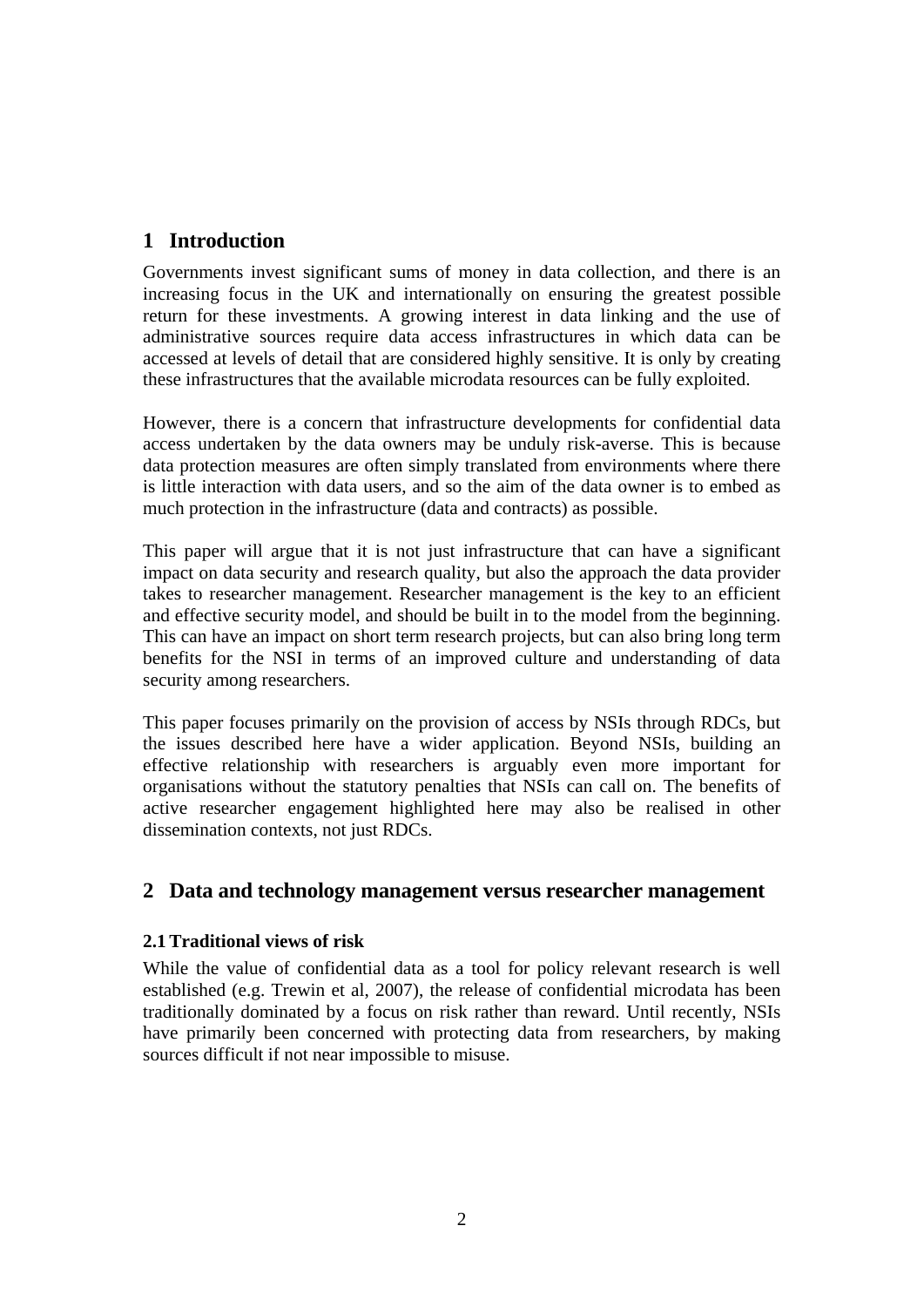# 1 Introduction

Governments invest significant sums of money in data collection, and there is an increasing focus in the UK and internationally on ensuring the greatest possible return for these investments. A growing interest in data linking and the use of administrative sources require data access infrastructures in which data can be accessed at levels of detail that are considered highly sensitive. It is only by creating these infrastructures that the available microdata resources can be fully exploited.

However, there is a concern that infrastructure developments for confidential data access undertaken by the data owners may be unduly risk-averse. This is because data protection measures are often simply translated from environments where there is little interaction with data users, and so the aim of the data owner is to embed as much protection in the infrastructure (data and contracts) as possible.

This paper will argue that it is not just infrastructure that can have a significant impact on data security and research quality, but also the approach the data provider takes to researcher management. Researcher management is the key to an efficient and effective security model, and should be built in to the model from the beginning. This can have an impact on short term research projects, but can also bring long term benefits for the NSI in terms of an improved culture and understanding of data security among researchers.

This paper focuses primarily on the provision of access by NSIs through RDCs, but the issues described here have a wider application. Beyond NSIs, building an effective relationship with researchers is arguably even more important for organisations without the statutory penalties that NSIs can call on. The benefits of active researcher engagement highlighted here may also be realised in other dissemination contexts, not just RDCs.

# 2 Data and technology management versus researcher management

## 2.1 Traditional views of risk

While the value of confidential data as a tool for policy relevant research is well established (e.g. Trewin et al, 2007), the release of confidential microdata has been traditionally dominated by a focus on risk rather than reward. Until recently, NSIs have primarily been concerned with protecting data from researchers, by making sources difficult if not near impossible to misuse.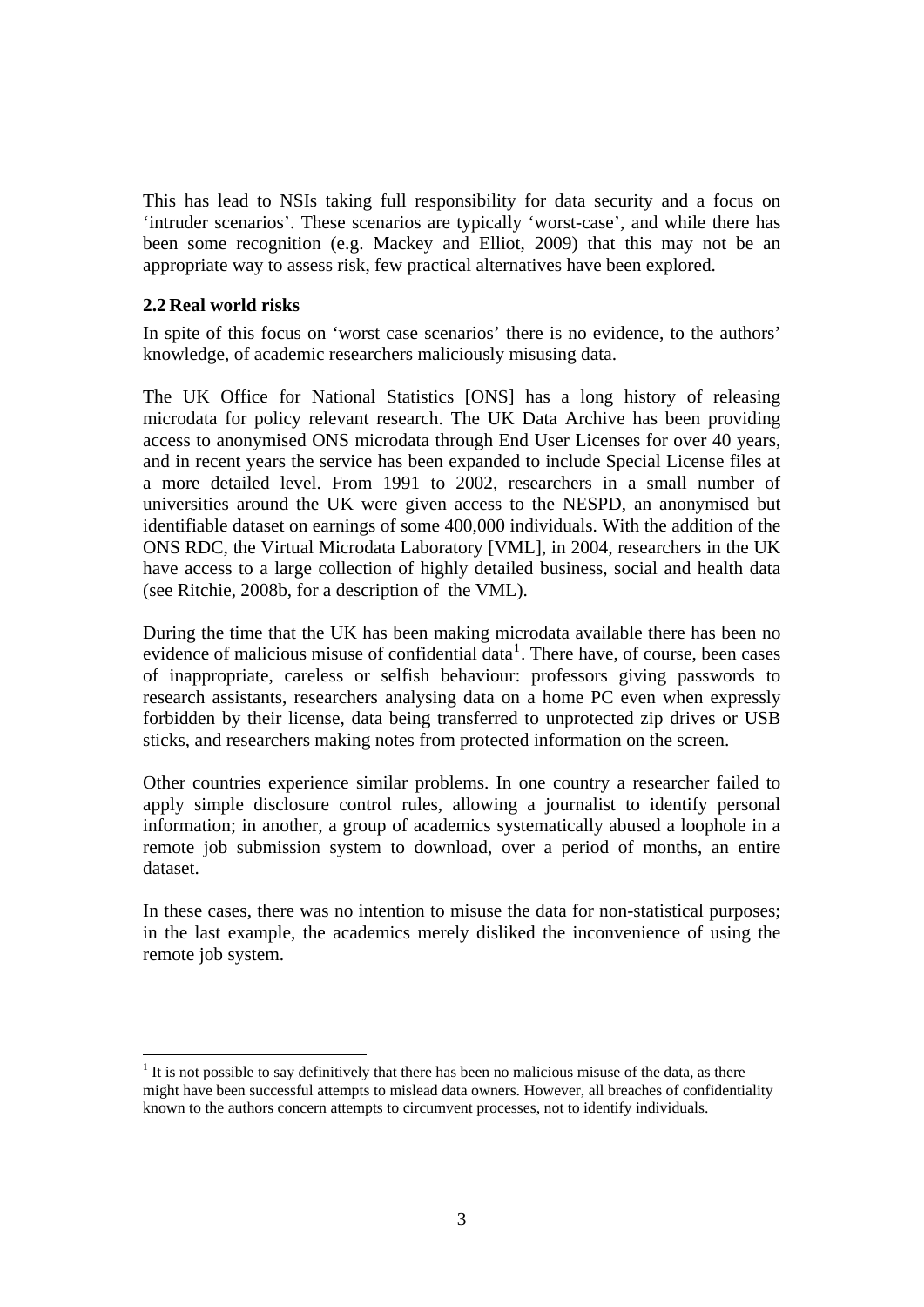This has lead to NSIs taking full responsibility for data security and a focus on 'intruder scenarios'. These scenarios are typically 'worst-case', and while there has been some recognition (e.g. Mackey and Elliot, 2009) that this may not be an appropriate way to assess risk, few practical alternatives have been explored.

### 2.2 Real world risks

In spite of this focus on 'worst case scenarios' there is no evidence, to the authors' knowledge, of academic researchers maliciously misusing data.

The UK Office for National Statistics [ONS] has a long history of releasing microdata for policy relevant research. The UK Data Archive has been providing access to anonymised ONS microdata through End User Licenses for over 40 years, and in recent years the service has been expanded to include Special License files at a more detailed level. From 1991 to 2002, researchers in a small number of universities around the UK were given access to the NESPD, an anonymised but identifiable dataset on earnings of some 400,000 individuals. With the addition of the ONS RDC, the Virtual Microdata Laboratory [VML], in 2004, researchers in the UK have access to a large collection of highly detailed business, social and health data (see Ritchie, 2008b, for a description of the VML).

During the time that the UK has been making microdata available there has been no evidence of malicious misuse of confidential data[1]. There have, of course, been cases of inappropriate, careless or selfish behaviour: professors giving passwords to research assistants, researchers analysing data on a home PC even when expressly forbidden by their license, data being transferred to unprotected zip drives or USB sticks, and researchers making notes from protected information on the screen.

Other countries experience similar problems. In one country a researcher failed to apply simple disclosure control rules, allowing a journalist to identify personal information; in another, a group of academics systematically abused a loophole in a remote job submission system to download, over a period of months, an entire dataset.

In these cases, there was no intention to misuse the data for non-statistical purposes; in the last example, the academics merely disliked the inconvenience of using the remote job system.

[1] It is not possible to say definitively that there has been no malicious misuse of the data, as there might have been successful attempts to mislead data owners. However, all breaches of confidentiality known to the authors concern attempts to circumvent processes, not to identify individuals.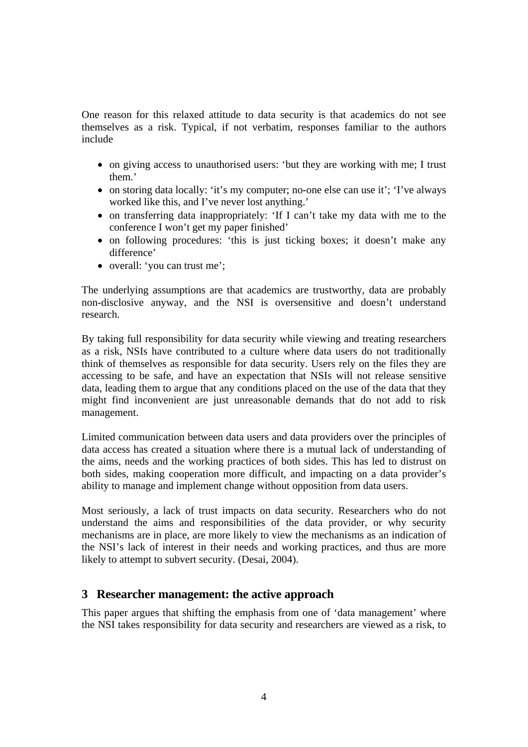One reason for this relaxed attitude to data security is that academics do not see themselves as a risk. Typical, if not verbatim, responses familiar to the authors include

- on giving access to unauthorised users: 'but they are working with me; I trust them.'
- on storing data locally: 'it's my computer; no-one else can use it'; 'I've always worked like this, and I've never lost anything.'
- on transferring data inappropriately: 'If I can't take my data with me to the conference I won't get my paper finished'
- on following procedures: 'this is just ticking boxes; it doesn't make any difference'
- overall: 'you can trust me';

The underlying assumptions are that academics are trustworthy, data are probably non-disclosive anyway, and the NSI is oversensitive and doesn't understand research.

By taking full responsibility for data security while viewing and treating researchers as a risk, NSIs have contributed to a culture where data users do not traditionally think of themselves as responsible for data security. Users rely on the files they are accessing to be safe, and have an expectation that NSIs will not release sensitive data, leading them to argue that any conditions placed on the use of the data that they might find inconvenient are just unreasonable demands that do not add to risk management.

Limited communication between data users and data providers over the principles of data access has created a situation where there is a mutual lack of understanding of the aims, needs and the working practices of both sides. This has led to distrust on both sides, making cooperation more difficult, and impacting on a data provider's ability to manage and implement change without opposition from data users.

Most seriously, a lack of trust impacts on data security. Researchers who do not understand the aims and responsibilities of the data provider, or why security mechanisms are in place, are more likely to view the mechanisms as an indication of the NSI's lack of interest in their needs and working practices, and thus are more likely to attempt to subvert security. (Desai, 2004).

## 3 Researcher management: the active approach

This paper argues that shifting the emphasis from one of 'data management' where the NSI takes responsibility for data security and researchers are viewed as a risk, to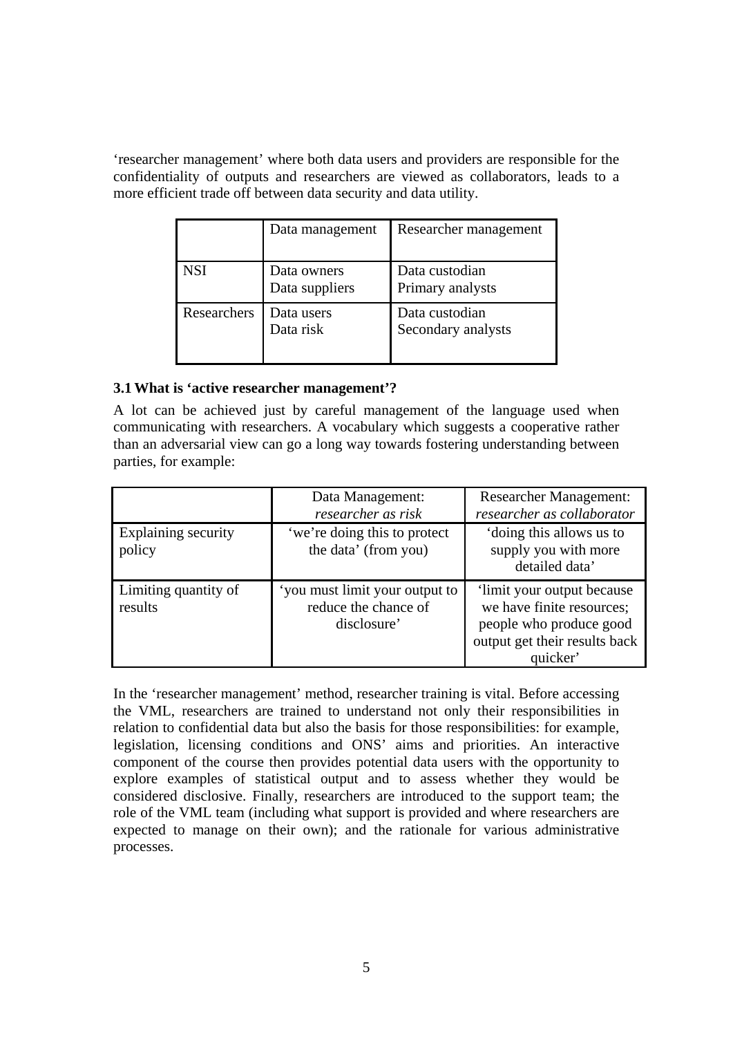'researcher management' where both data users and providers are responsible for the confidentiality of outputs and researchers are viewed as collaborators, leads to a more efficient trade off between data security and data utility.

| | Data management | Researcher management |
|---|---|---|
| NSI | Data owners<br>Data suppliers | Data custodian<br>Primary analysts |
| Researchers | Data users<br>Data risk | Data custodian<br>Secondary analysts |

### 3.1 What is 'active researcher management'?

A lot can be achieved just by careful management of the language used when communicating with researchers. A vocabulary which suggests a cooperative rather than an adversarial view can go a long way towards fostering understanding between parties, for example:

| | Data Management:<br>*researcher as risk* | Researcher Management:<br>*researcher as collaborator* |
|---|---|---|
| Explaining security policy | 'we're doing this to protect the data' (from you) | 'doing this allows us to supply you with more detailed data' |
| Limiting quantity of results | 'you must limit your output to reduce the chance of disclosure' | 'limit your output because we have finite resources; people who produce good output get their results back quicker' |

In the 'researcher management' method, researcher training is vital. Before accessing the VML, researchers are trained to understand not only their responsibilities in relation to confidential data but also the basis for those responsibilities: for example, legislation, licensing conditions and ONS' aims and priorities. An interactive component of the course then provides potential data users with the opportunity to explore examples of statistical output and to assess whether they would be considered disclosive. Finally, researchers are introduced to the support team; the role of the VML team (including what support is provided and where researchers are expected to manage on their own); and the rationale for various administrative processes.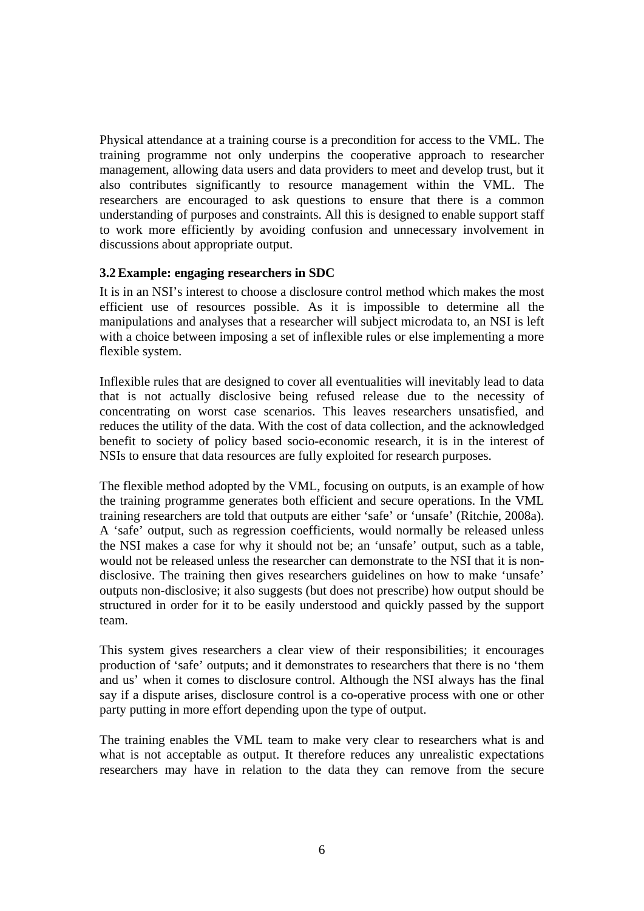Physical attendance at a training course is a precondition for access to the VML. The training programme not only underpins the cooperative approach to researcher management, allowing data users and data providers to meet and develop trust, but it also contributes significantly to resource management within the VML. The researchers are encouraged to ask questions to ensure that there is a common understanding of purposes and constraints. All this is designed to enable support staff to work more efficiently by avoiding confusion and unnecessary involvement in discussions about appropriate output.

### 3.2 Example: engaging researchers in SDC

It is in an NSI's interest to choose a disclosure control method which makes the most efficient use of resources possible. As it is impossible to determine all the manipulations and analyses that a researcher will subject microdata to, an NSI is left with a choice between imposing a set of inflexible rules or else implementing a more flexible system.

Inflexible rules that are designed to cover all eventualities will inevitably lead to data that is not actually disclosive being refused release due to the necessity of concentrating on worst case scenarios. This leaves researchers unsatisfied, and reduces the utility of the data. With the cost of data collection, and the acknowledged benefit to society of policy based socio-economic research, it is in the interest of NSIs to ensure that data resources are fully exploited for research purposes.

The flexible method adopted by the VML, focusing on outputs, is an example of how the training programme generates both efficient and secure operations. In the VML training researchers are told that outputs are either 'safe' or 'unsafe' (Ritchie, 2008a). A 'safe' output, such as regression coefficients, would normally be released unless the NSI makes a case for why it should not be; an 'unsafe' output, such as a table, would not be released unless the researcher can demonstrate to the NSI that it is non-disclosive. The training then gives researchers guidelines on how to make 'unsafe' outputs non-disclosive; it also suggests (but does not prescribe) how output should be structured in order for it to be easily understood and quickly passed by the support team.

This system gives researchers a clear view of their responsibilities; it encourages production of 'safe' outputs; and it demonstrates to researchers that there is no 'them and us' when it comes to disclosure control. Although the NSI always has the final say if a dispute arises, disclosure control is a co-operative process with one or other party putting in more effort depending upon the type of output.

The training enables the VML team to make very clear to researchers what is and what is not acceptable as output. It therefore reduces any unrealistic expectations researchers may have in relation to the data they can remove from the secure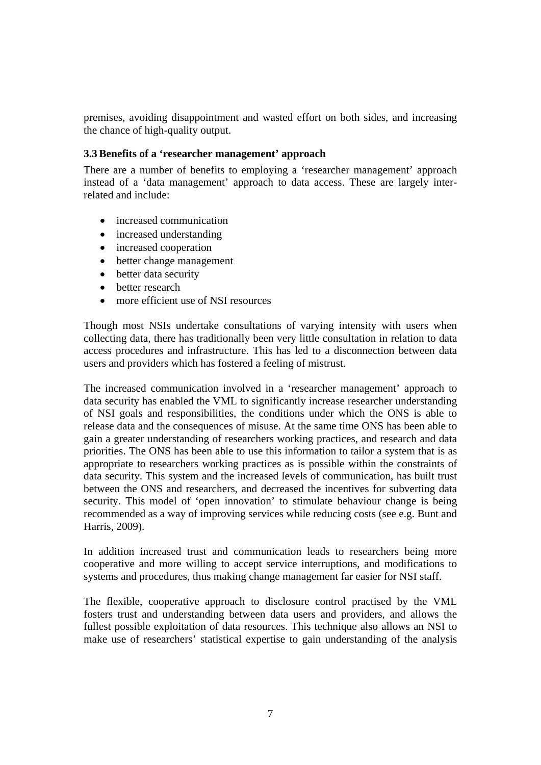premises, avoiding disappointment and wasted effort on both sides, and increasing the chance of high-quality output.

### 3.3 Benefits of a 'researcher management' approach

There are a number of benefits to employing a 'researcher management' approach instead of a 'data management' approach to data access. These are largely inter-related and include:

- increased communication
- increased understanding
- increased cooperation
- better change management
- better data security
- better research
- more efficient use of NSI resources

Though most NSIs undertake consultations of varying intensity with users when collecting data, there has traditionally been very little consultation in relation to data access procedures and infrastructure. This has led to a disconnection between data users and providers which has fostered a feeling of mistrust.

The increased communication involved in a 'researcher management' approach to data security has enabled the VML to significantly increase researcher understanding of NSI goals and responsibilities, the conditions under which the ONS is able to release data and the consequences of misuse. At the same time ONS has been able to gain a greater understanding of researchers working practices, and research and data priorities. The ONS has been able to use this information to tailor a system that is as appropriate to researchers working practices as is possible within the constraints of data security. This system and the increased levels of communication, has built trust between the ONS and researchers, and decreased the incentives for subverting data security. This model of 'open innovation' to stimulate behaviour change is being recommended as a way of improving services while reducing costs (see e.g. Bunt and Harris, 2009).

In addition increased trust and communication leads to researchers being more cooperative and more willing to accept service interruptions, and modifications to systems and procedures, thus making change management far easier for NSI staff.

The flexible, cooperative approach to disclosure control practised by the VML fosters trust and understanding between data users and providers, and allows the fullest possible exploitation of data resources. This technique also allows an NSI to make use of researchers' statistical expertise to gain understanding of the analysis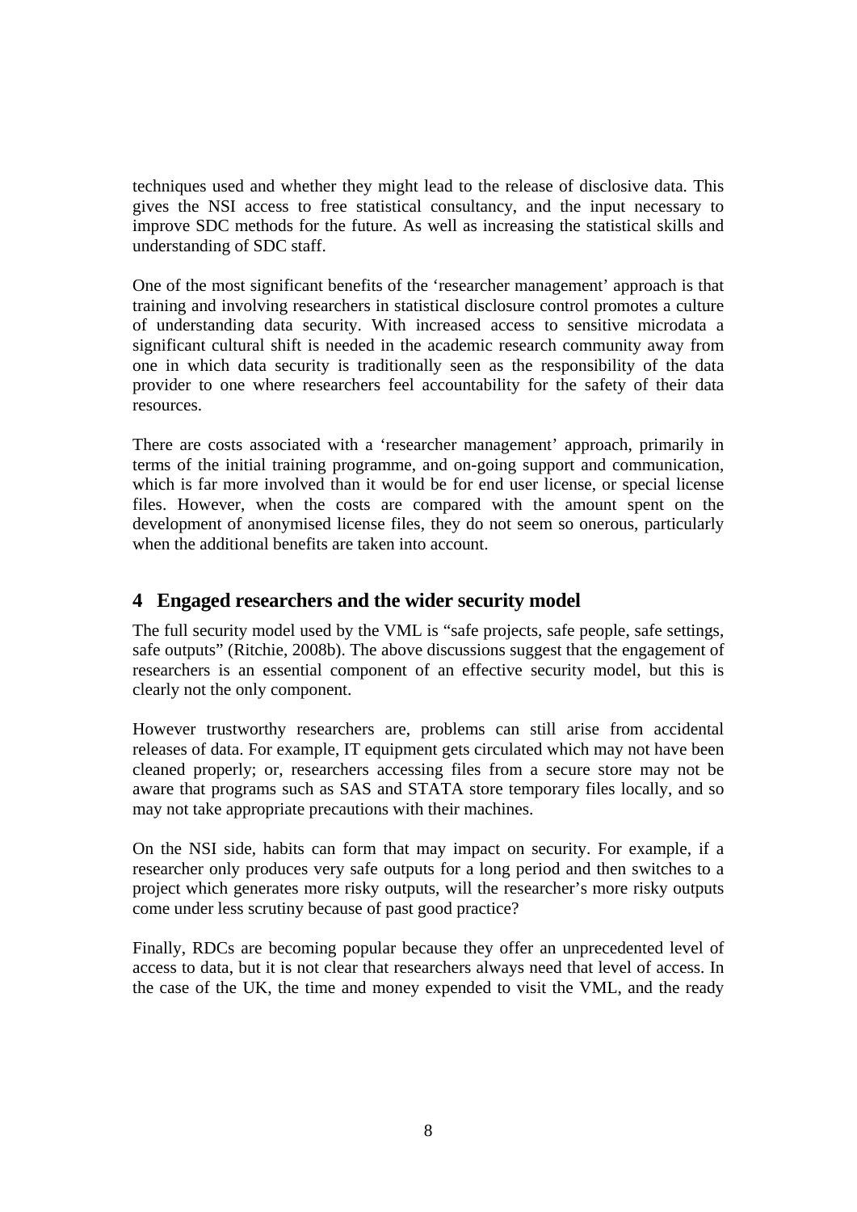techniques used and whether they might lead to the release of disclosive data. This gives the NSI access to free statistical consultancy, and the input necessary to improve SDC methods for the future. As well as increasing the statistical skills and understanding of SDC staff.

One of the most significant benefits of the 'researcher management' approach is that training and involving researchers in statistical disclosure control promotes a culture of understanding data security. With increased access to sensitive microdata a significant cultural shift is needed in the academic research community away from one in which data security is traditionally seen as the responsibility of the data provider to one where researchers feel accountability for the safety of their data resources.

There are costs associated with a 'researcher management' approach, primarily in terms of the initial training programme, and on-going support and communication, which is far more involved than it would be for end user license, or special license files. However, when the costs are compared with the amount spent on the development of anonymised license files, they do not seem so onerous, particularly when the additional benefits are taken into account.

## 4 Engaged researchers and the wider security model

The full security model used by the VML is "safe projects, safe people, safe settings, safe outputs" (Ritchie, 2008b). The above discussions suggest that the engagement of researchers is an essential component of an effective security model, but this is clearly not the only component.

However trustworthy researchers are, problems can still arise from accidental releases of data. For example, IT equipment gets circulated which may not have been cleaned properly; or, researchers accessing files from a secure store may not be aware that programs such as SAS and STATA store temporary files locally, and so may not take appropriate precautions with their machines.

On the NSI side, habits can form that may impact on security. For example, if a researcher only produces very safe outputs for a long period and then switches to a project which generates more risky outputs, will the researcher's more risky outputs come under less scrutiny because of past good practice?

Finally, RDCs are becoming popular because they offer an unprecedented level of access to data, but it is not clear that researchers always need that level of access. In the case of the UK, the time and money expended to visit the VML, and the ready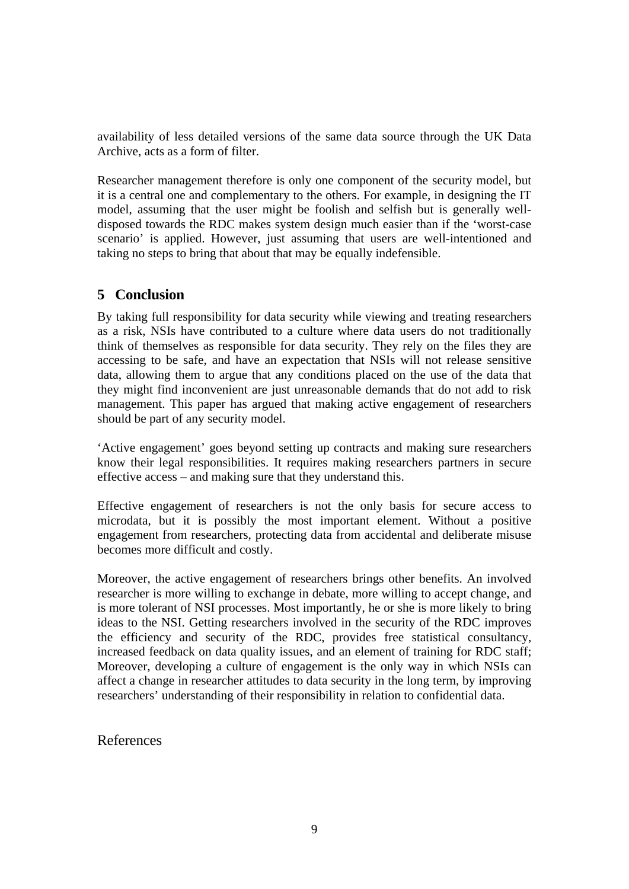availability of less detailed versions of the same data source through the UK Data Archive, acts as a form of filter.

Researcher management therefore is only one component of the security model, but it is a central one and complementary to the others. For example, in designing the IT model, assuming that the user might be foolish and selfish but is generally well-disposed towards the RDC makes system design much easier than if the 'worst-case scenario' is applied. However, just assuming that users are well-intentioned and taking no steps to bring that about that may be equally indefensible.

## 5 Conclusion

By taking full responsibility for data security while viewing and treating researchers as a risk, NSIs have contributed to a culture where data users do not traditionally think of themselves as responsible for data security. They rely on the files they are accessing to be safe, and have an expectation that NSIs will not release sensitive data, allowing them to argue that any conditions placed on the use of the data that they might find inconvenient are just unreasonable demands that do not add to risk management. This paper has argued that making active engagement of researchers should be part of any security model.

'Active engagement' goes beyond setting up contracts and making sure researchers know their legal responsibilities. It requires making researchers partners in secure effective access – and making sure that they understand this.

Effective engagement of researchers is not the only basis for secure access to microdata, but it is possibly the most important element. Without a positive engagement from researchers, protecting data from accidental and deliberate misuse becomes more difficult and costly.

Moreover, the active engagement of researchers brings other benefits. An involved researcher is more willing to exchange in debate, more willing to accept change, and is more tolerant of NSI processes. Most importantly, he or she is more likely to bring ideas to the NSI. Getting researchers involved in the security of the RDC improves the efficiency and security of the RDC, provides free statistical consultancy, increased feedback on data quality issues, and an element of training for RDC staff; Moreover, developing a culture of engagement is the only way in which NSIs can affect a change in researcher attitudes to data security in the long term, by improving researchers' understanding of their responsibility in relation to confidential data.

References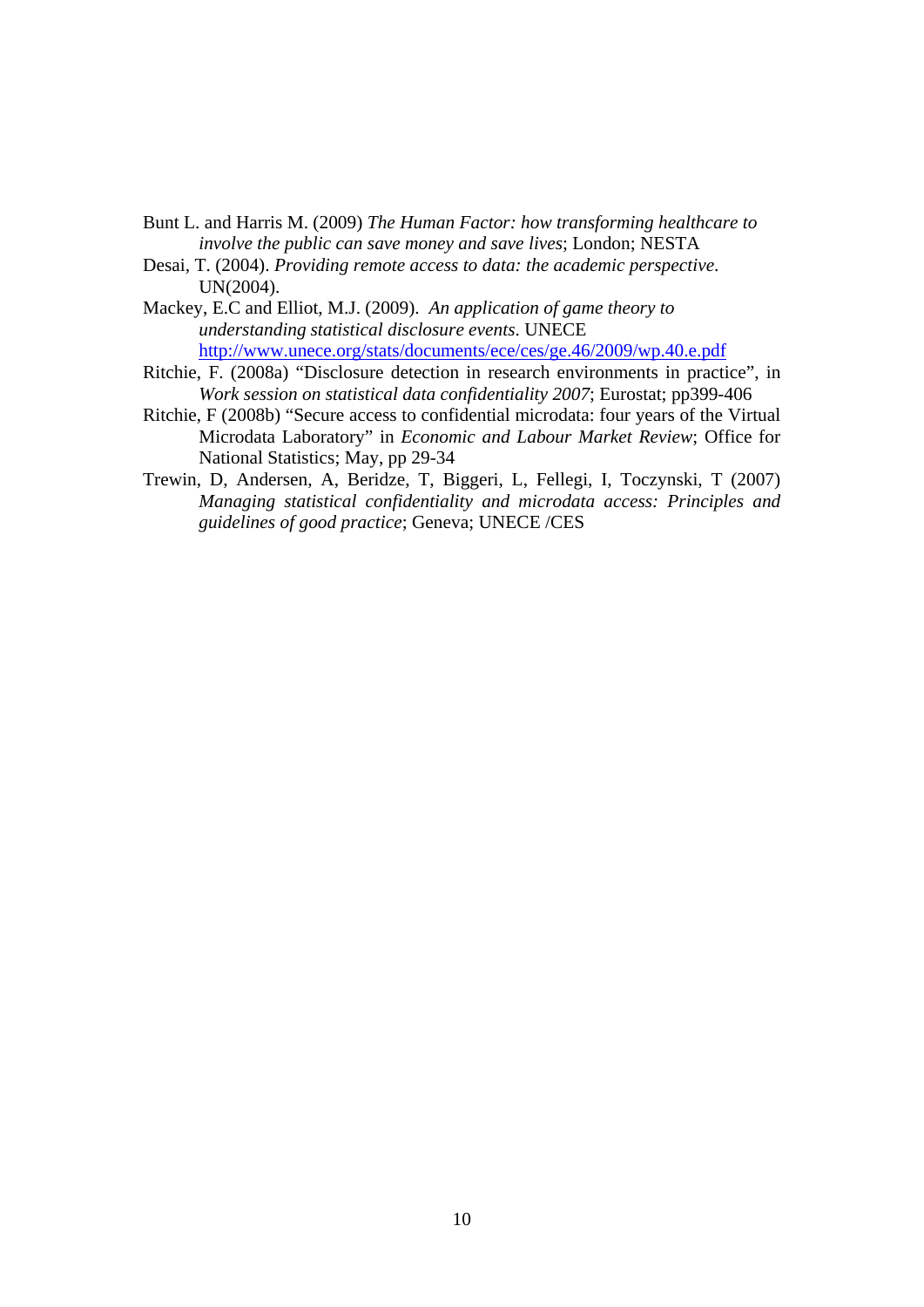Bunt L. and Harris M. (2009) *The Human Factor: how transforming healthcare to involve the public can save money and save lives*; London; NESTA

Desai, T. (2004). *Providing remote access to data: the academic perspective*. UN(2004).

Mackey, E.C and Elliot, M.J. (2009). *An application of game theory to understanding statistical disclosure events*. UNECE http://www.unece.org/stats/documents/ece/ces/ge.46/2009/wp.40.e.pdf

Ritchie, F. (2008a) "Disclosure detection in research environments in practice", in *Work session on statistical data confidentiality 2007*; Eurostat; pp399-406

Ritchie, F (2008b) "Secure access to confidential microdata: four years of the Virtual Microdata Laboratory" in *Economic and Labour Market Review*; Office for National Statistics; May, pp 29-34

Trewin, D, Andersen, A, Beridze, T, Biggeri, L, Fellegi, I, Toczynski, T (2007) *Managing statistical confidentiality and microdata access: Principles and guidelines of good practice*; Geneva; UNECE /CES